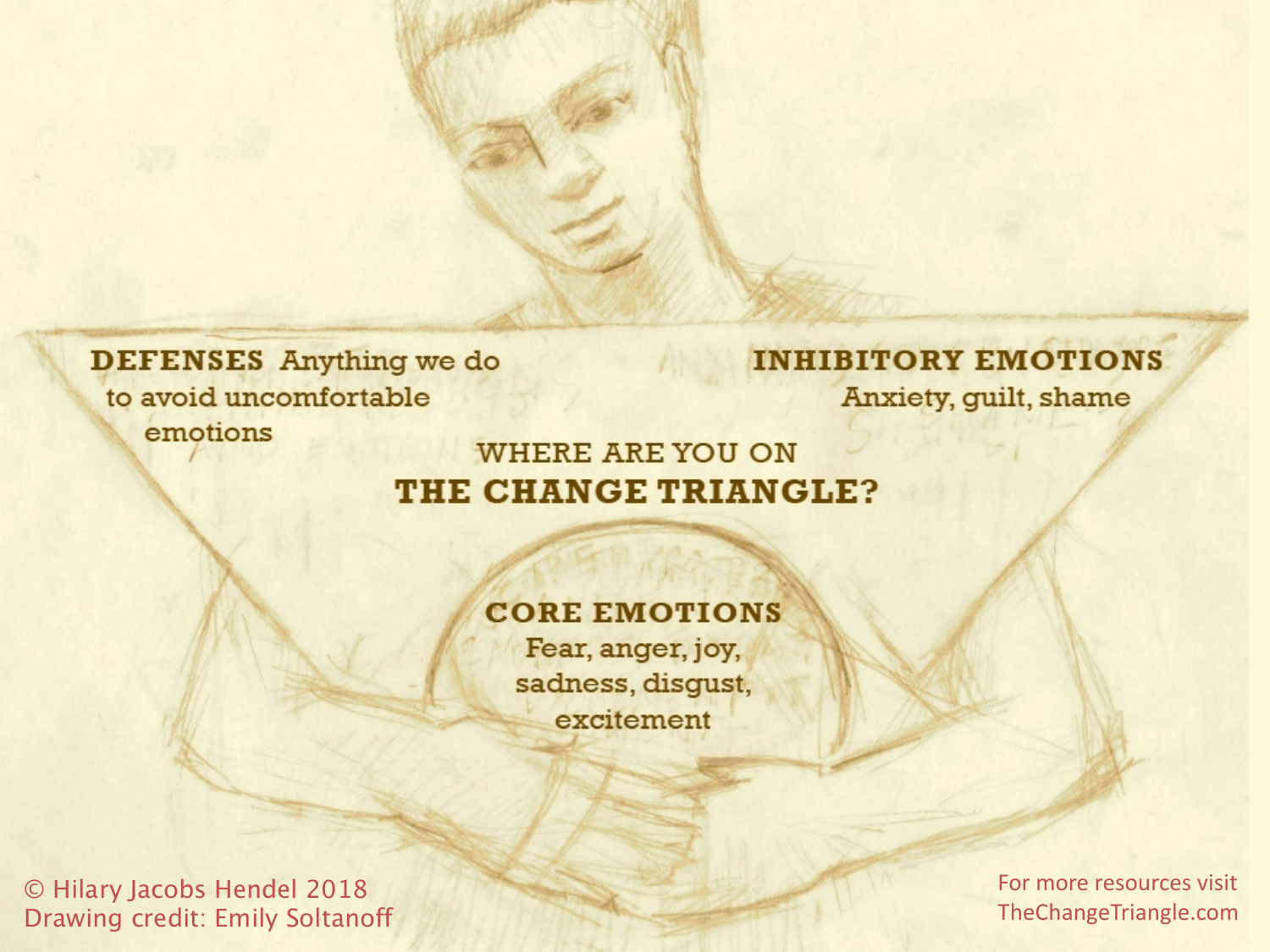**DEFENSES** Anything we do to avoid uncomfortable emotions

**INHIBITORY EMOTIONS** Anxiety, guilt, shame

WHERE ARE YOU ON

# THE CHANGE TRIANGLE?

**CORE EMOTIONS** Fear, anger, joy, sadness, disgust, excitement

© Hilary Jacobs Hendel 2018
Drawing credit: Emily Soltanoff

For more resources visit TheChangeTriangle.com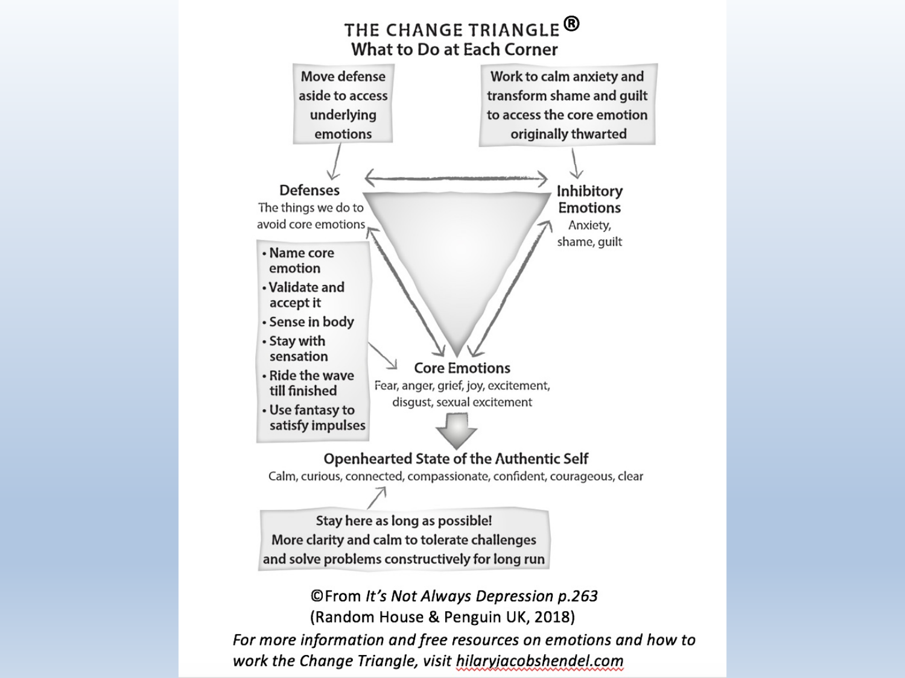# THE CHANGE TRIANGLE®

## What to Do at Each Corner

Move defense aside to access underlying emotions

Work to calm anxiety and transform shame and guilt to access the core emotion originally thwarted

**Defenses**

The things we do to avoid core emotions

**Inhibitory Emotions**

Anxiety, shame, guilt

- Name core emotion
- Validate and accept it
- Sense in body
- Stay with sensation
- Ride the wave till finished
- Use fantasy to satisfy impulses

**Core Emotions**

Fear, anger, grief, joy, excitement, disgust, sexual excitement

**Openhearted State of the Authentic Self**

Calm, curious, connected, compassionate, confident, courageous, clear

Stay here as long as possible!
More clarity and calm to tolerate challenges and solve problems constructively for long run

©From *It's Not Always Depression p.263*
(Random House & Penguin UK, 2018)

*For more information and free resources on emotions and how to work the Change Triangle, visit hilaryjacobshendel.com*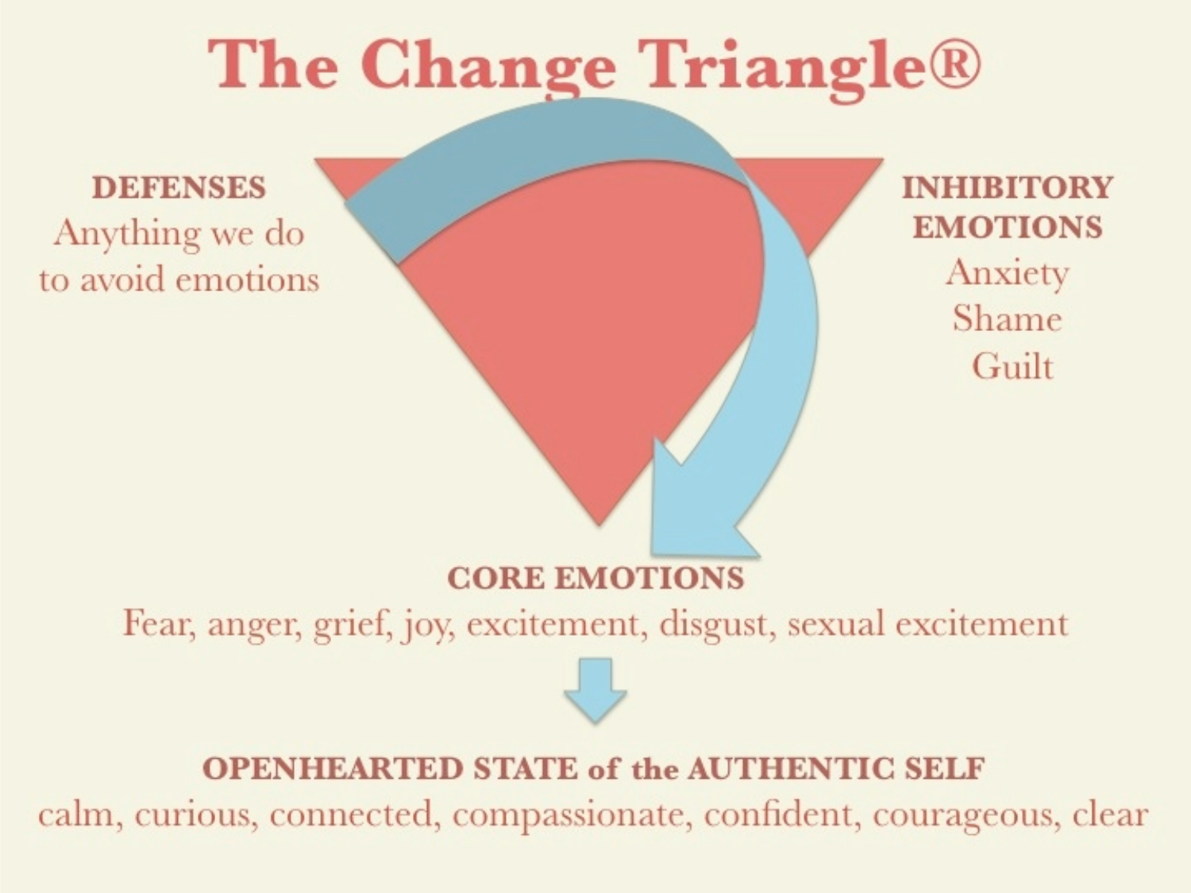# The Change Triangle®

**DEFENSES**
Anything we do to avoid emotions

**INHIBITORY EMOTIONS**
Anxiety
Shame
Guilt

**CORE EMOTIONS**
Fear, anger, grief, joy, excitement, disgust, sexual excitement

**OPENHEARTED STATE of the AUTHENTIC SELF**
calm, curious, connected, compassionate, confident, courageous, clear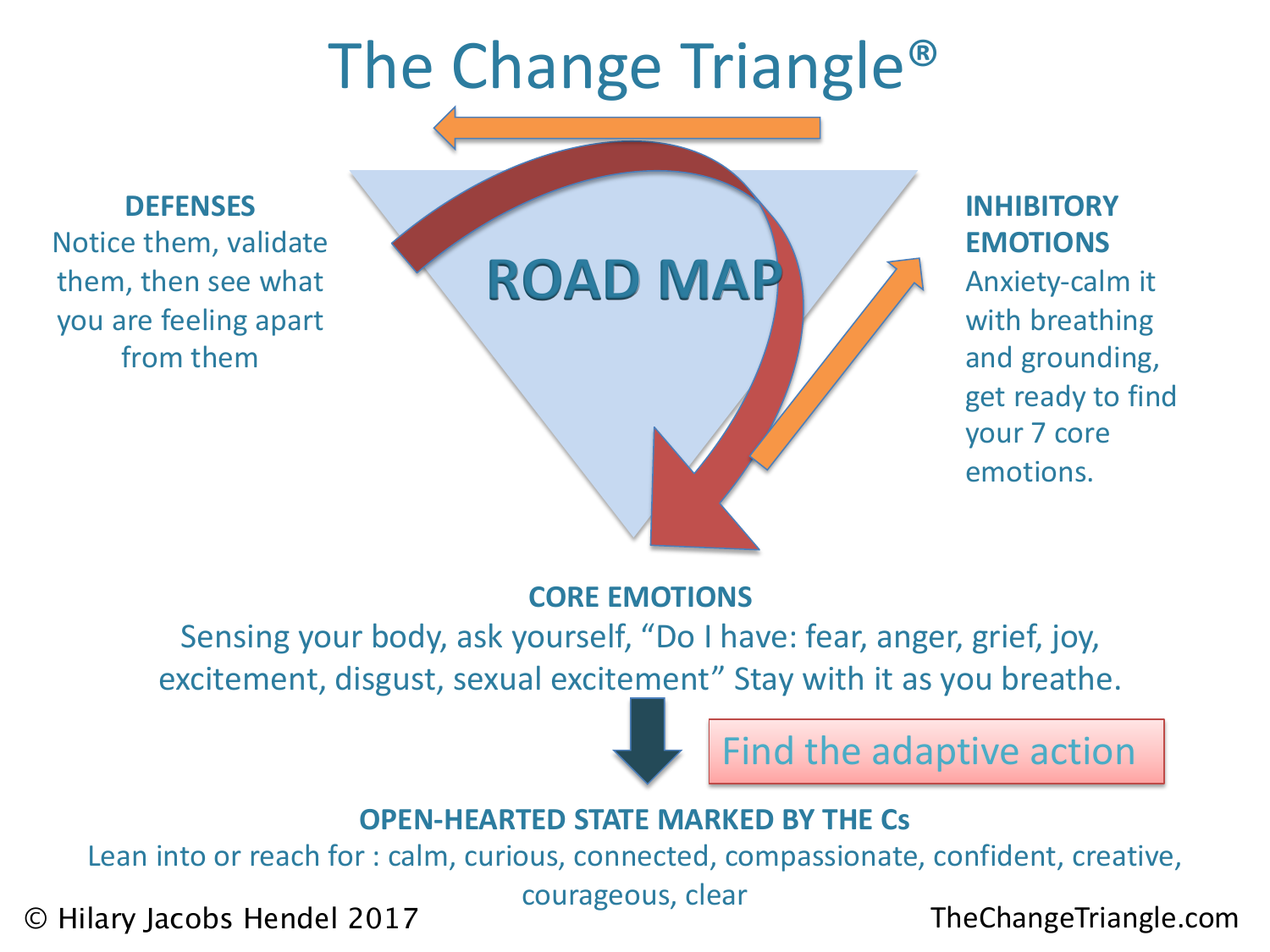# The Change Triangle®

**ROAD MAP**

**DEFENSES**
Notice them, validate them, then see what you are feeling apart from them

**INHIBITORY EMOTIONS**
Anxiety-calm it with breathing and grounding, get ready to find your 7 core emotions.

**CORE EMOTIONS**
Sensing your body, ask yourself, "Do I have: fear, anger, grief, joy, excitement, disgust, sexual excitement" Stay with it as you breathe.

Find the adaptive action

**OPEN-HEARTED STATE MARKED BY THE Cs**
Lean into or reach for : calm, curious, connected, compassionate, confident, creative, courageous, clear

© Hilary Jacobs Hendel 2017

TheChangeTriangle.com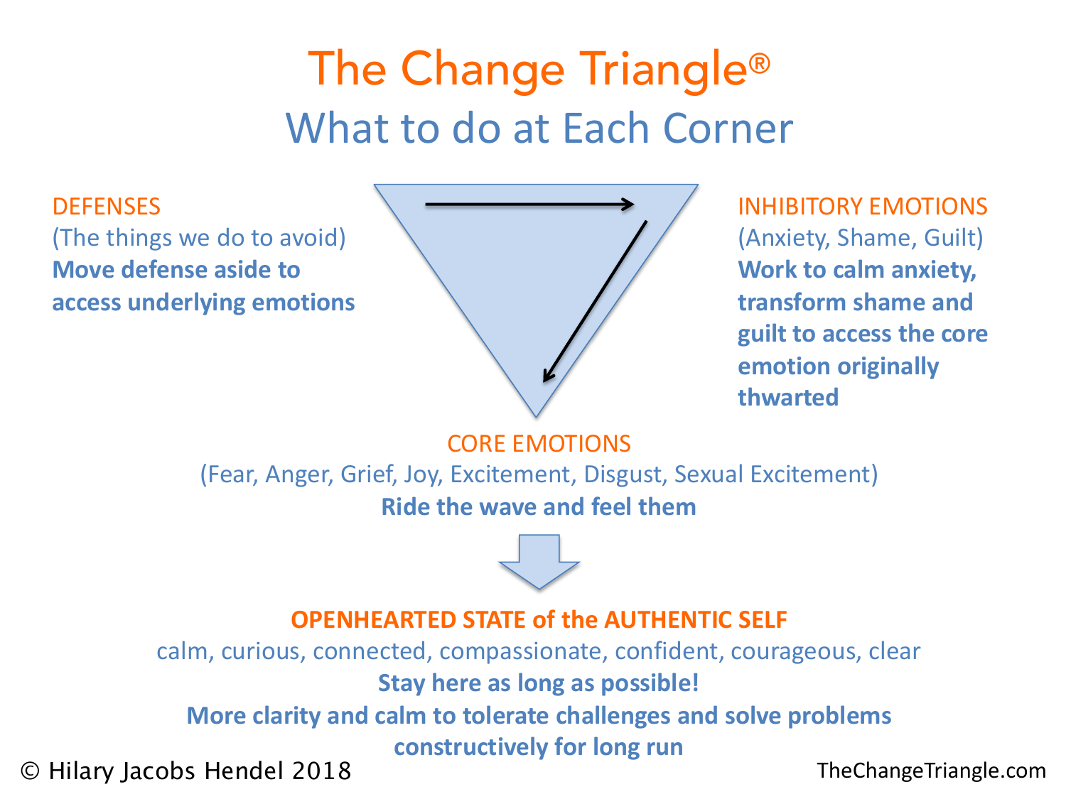# The Change Triangle®

## What to do at Each Corner

**DEFENSES**
(The things we do to avoid)
**Move defense aside to access underlying emotions**

**INHIBITORY EMOTIONS**
(Anxiety, Shame, Guilt)
**Work to calm anxiety, transform shame and guilt to access the core emotion originally thwarted**

**CORE EMOTIONS**
(Fear, Anger, Grief, Joy, Excitement, Disgust, Sexual Excitement)
**Ride the wave and feel them**

**OPENHEARTED STATE of the AUTHENTIC SELF**
calm, curious, connected, compassionate, confident, courageous, clear
**Stay here as long as possible!**
**More clarity and calm to tolerate challenges and solve problems constructively for long run**

© Hilary Jacobs Hendel 2018

TheChangeTriangle.com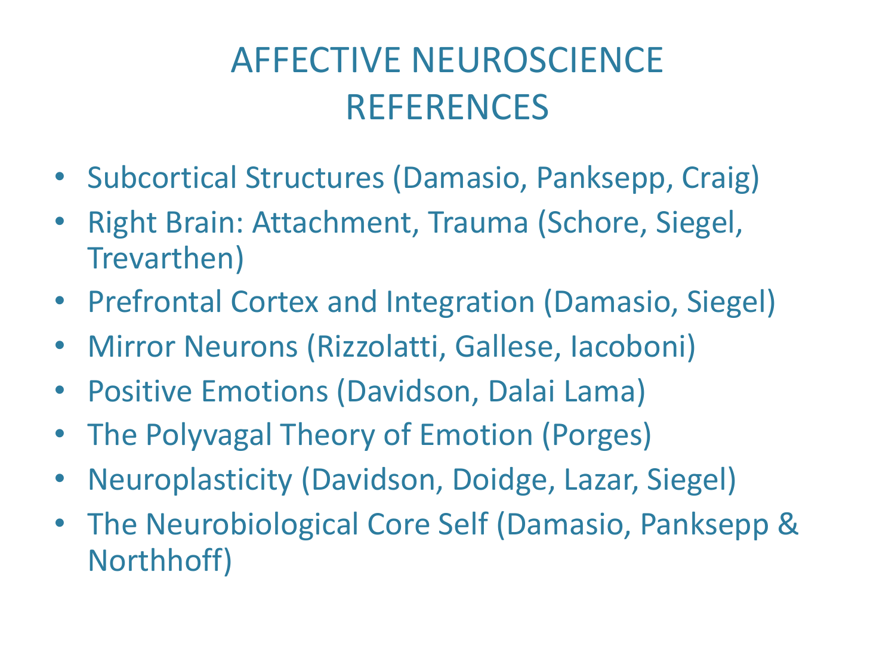# AFFECTIVE NEUROSCIENCE REFERENCES

- Subcortical Structures (Damasio, Panksepp, Craig)
- Right Brain: Attachment, Trauma (Schore, Siegel, Trevarthen)
- Prefrontal Cortex and Integration (Damasio, Siegel)
- Mirror Neurons (Rizzolatti, Gallese, Iacoboni)
- Positive Emotions (Davidson, Dalai Lama)
- The Polyvagal Theory of Emotion (Porges)
- Neuroplasticity (Davidson, Doidge, Lazar, Siegel)
- The Neurobiological Core Self (Damasio, Panksepp & Northhoff)